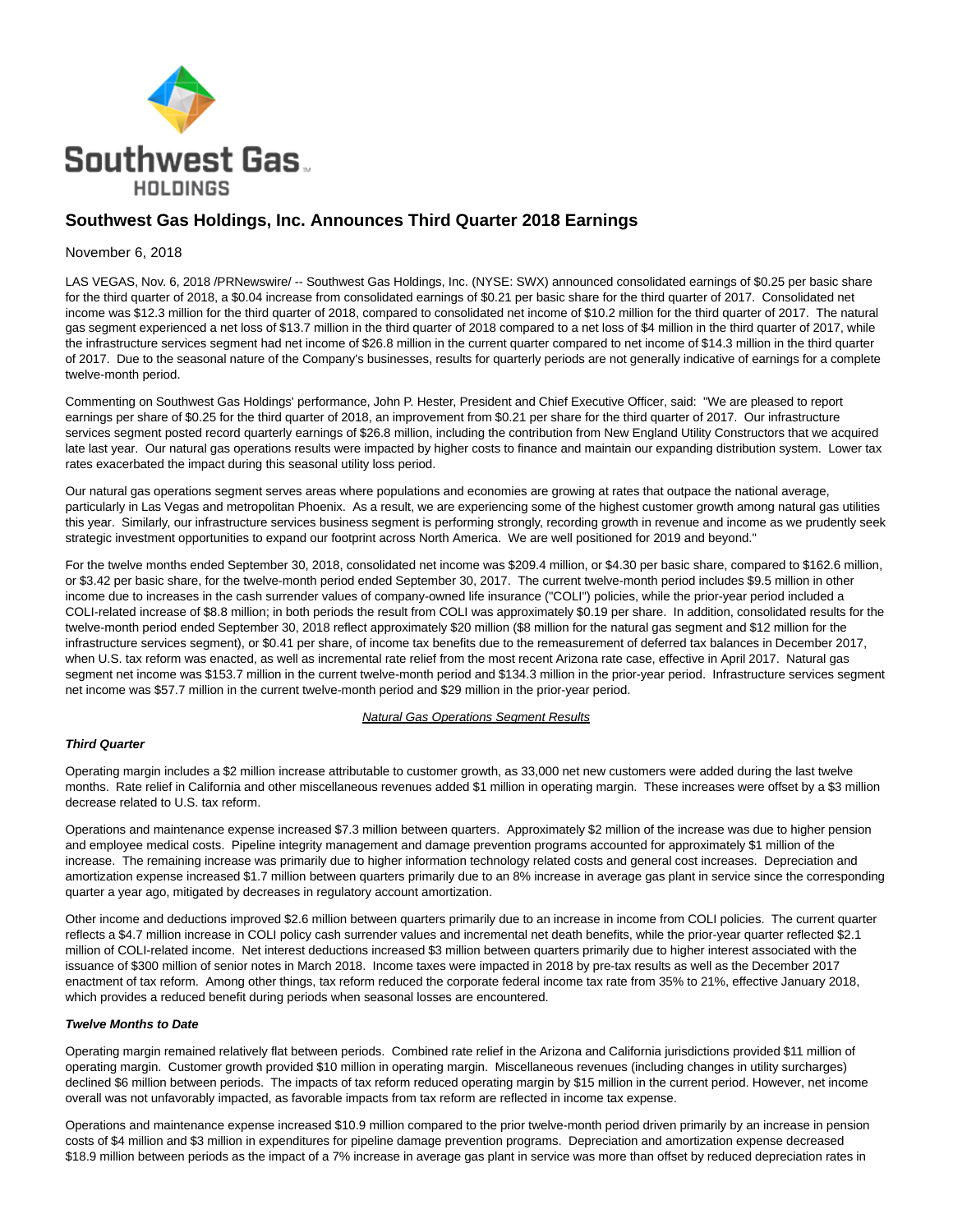# Southwest Gas Holdings, Inc. Announces Third Quarter 2018 Earnings

November 6, 2018

LAS VEGAS, Nov. 6, 2018 /PRNewswire/ -- Southwest Gas Holdings, Inc. (NYSE: SWX) announced consolidated earnings of $0.25 per basic share for the third quarter of 2018, a $0.04 increase from consolidated earnings of $0.21 per basic share for the third quarter of 2017. Consolidated net income was $12.3 million for the third quarter of 2018, compared to consolidated net income of $10.2 million for the third quarter of 2017. The natural gas segment experienced a net loss of $13.7 million in the third quarter of 2018 compared to a net loss of $4 million in the third quarter of 2017, while the infrastructure services segment had net income of $26.8 million in the current quarter compared to net income of $14.3 million in the third quarter of 2017. Due to the seasonal nature of the Company's businesses, results for quarterly periods are not generally indicative of earnings for a complete twelve-month period.

Commenting on Southwest Gas Holdings' performance, John P. Hester, President and Chief Executive Officer, said: "We are pleased to report earnings per share of $0.25 for the third quarter of 2018, an improvement from $0.21 per share for the third quarter of 2017. Our infrastructure services segment posted record quarterly earnings of $26.8 million, including the contribution from New England Utility Constructors that we acquired late last year. Our natural gas operations results were impacted by higher costs to finance and maintain our expanding distribution system. Lower tax rates exacerbated the impact during this seasonal utility loss period.

Our natural gas operations segment serves areas where populations and economies are growing at rates that outpace the national average, particularly in Las Vegas and metropolitan Phoenix. As a result, we are experiencing some of the highest customer growth among natural gas utilities this year. Similarly, our infrastructure services business segment is performing strongly, recording growth in revenue and income as we prudently seek strategic investment opportunities to expand our footprint across North America. We are well positioned for 2019 and beyond."

For the twelve months ended September 30, 2018, consolidated net income was $209.4 million, or $4.30 per basic share, compared to $162.6 million, or $3.42 per basic share, for the twelve-month period ended September 30, 2017. The current twelve-month period includes $9.5 million in other income due to increases in the cash surrender values of company-owned life insurance ("COLI") policies, while the prior-year period included a COLI-related increase of $8.8 million; in both periods the result from COLI was approximately $0.19 per share. In addition, consolidated results for the twelve-month period ended September 30, 2018 reflect approximately $20 million ($8 million for the natural gas segment and $12 million for the infrastructure services segment), or $0.41 per share, of income tax benefits due to the remeasurement of deferred tax balances in December 2017, when U.S. tax reform was enacted, as well as incremental rate relief from the most recent Arizona rate case, effective in April 2017. Natural gas segment net income was $153.7 million in the current twelve-month period and $134.3 million in the prior-year period. Infrastructure services segment net income was $57.7 million in the current twelve-month period and $29 million in the prior-year period.

## Natural Gas Operations Segment Results

### *Third Quarter*

Operating margin includes a $2 million increase attributable to customer growth, as 33,000 net new customers were added during the last twelve months. Rate relief in California and other miscellaneous revenues added $1 million in operating margin. These increases were offset by a $3 million decrease related to U.S. tax reform.

Operations and maintenance expense increased $7.3 million between quarters. Approximately $2 million of the increase was due to higher pension and employee medical costs. Pipeline integrity management and damage prevention programs accounted for approximately $1 million of the increase. The remaining increase was primarily due to higher information technology related costs and general cost increases. Depreciation and amortization expense increased $1.7 million between quarters primarily due to an 8% increase in average gas plant in service since the corresponding quarter a year ago, mitigated by decreases in regulatory account amortization.

Other income and deductions improved $2.6 million between quarters primarily due to an increase in income from COLI policies. The current quarter reflects a $4.7 million increase in COLI policy cash surrender values and incremental net death benefits, while the prior-year quarter reflected $2.1 million of COLI-related income. Net interest deductions increased $3 million between quarters primarily due to higher interest associated with the issuance of $300 million of senior notes in March 2018. Income taxes were impacted in 2018 by pre-tax results as well as the December 2017 enactment of tax reform. Among other things, tax reform reduced the corporate federal income tax rate from 35% to 21%, effective January 2018, which provides a reduced benefit during periods when seasonal losses are encountered.

### *Twelve Months to Date*

Operating margin remained relatively flat between periods. Combined rate relief in the Arizona and California jurisdictions provided $11 million of operating margin. Customer growth provided $10 million in operating margin. Miscellaneous revenues (including changes in utility surcharges) declined $6 million between periods. The impacts of tax reform reduced operating margin by $15 million in the current period. However, net income overall was not unfavorably impacted, as favorable impacts from tax reform are reflected in income tax expense.

Operations and maintenance expense increased $10.9 million compared to the prior twelve-month period driven primarily by an increase in pension costs of $4 million and $3 million in expenditures for pipeline damage prevention programs. Depreciation and amortization expense decreased $18.9 million between periods as the impact of a 7% increase in average gas plant in service was more than offset by reduced depreciation rates in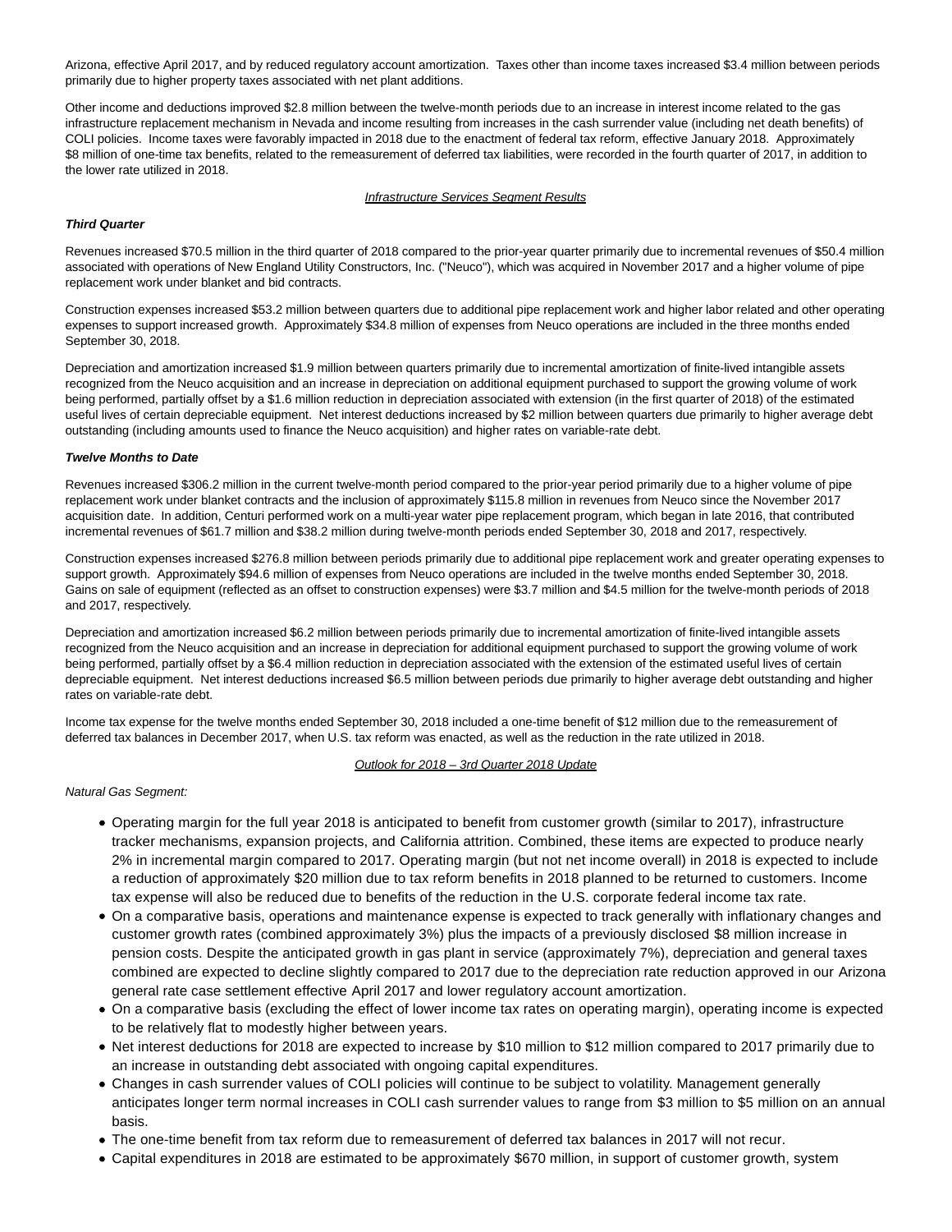Arizona, effective April 2017, and by reduced regulatory account amortization. Taxes other than income taxes increased $3.4 million between periods primarily due to higher property taxes associated with net plant additions.

Other income and deductions improved $2.8 million between the twelve-month periods due to an increase in interest income related to the gas infrastructure replacement mechanism in Nevada and income resulting from increases in the cash surrender value (including net death benefits) of COLI policies. Income taxes were favorably impacted in 2018 due to the enactment of federal tax reform, effective January 2018. Approximately $8 million of one-time tax benefits, related to the remeasurement of deferred tax liabilities, were recorded in the fourth quarter of 2017, in addition to the lower rate utilized in 2018.

## Infrastructure Services Segment Results

***Third Quarter***

Revenues increased $70.5 million in the third quarter of 2018 compared to the prior-year quarter primarily due to incremental revenues of $50.4 million associated with operations of New England Utility Constructors, Inc. ("Neuco"), which was acquired in November 2017 and a higher volume of pipe replacement work under blanket and bid contracts.

Construction expenses increased $53.2 million between quarters due to additional pipe replacement work and higher labor related and other operating expenses to support increased growth. Approximately $34.8 million of expenses from Neuco operations are included in the three months ended September 30, 2018.

Depreciation and amortization increased $1.9 million between quarters primarily due to incremental amortization of finite-lived intangible assets recognized from the Neuco acquisition and an increase in depreciation on additional equipment purchased to support the growing volume of work being performed, partially offset by a $1.6 million reduction in depreciation associated with extension (in the first quarter of 2018) of the estimated useful lives of certain depreciable equipment. Net interest deductions increased by $2 million between quarters due primarily to higher average debt outstanding (including amounts used to finance the Neuco acquisition) and higher rates on variable-rate debt.

***Twelve Months to Date***

Revenues increased $306.2 million in the current twelve-month period compared to the prior-year period primarily due to a higher volume of pipe replacement work under blanket contracts and the inclusion of approximately $115.8 million in revenues from Neuco since the November 2017 acquisition date. In addition, Centuri performed work on a multi-year water pipe replacement program, which began in late 2016, that contributed incremental revenues of $61.7 million and $38.2 million during twelve-month periods ended September 30, 2018 and 2017, respectively.

Construction expenses increased $276.8 million between periods primarily due to additional pipe replacement work and greater operating expenses to support growth. Approximately $94.6 million of expenses from Neuco operations are included in the twelve months ended September 30, 2018. Gains on sale of equipment (reflected as an offset to construction expenses) were $3.7 million and $4.5 million for the twelve-month periods of 2018 and 2017, respectively.

Depreciation and amortization increased $6.2 million between periods primarily due to incremental amortization of finite-lived intangible assets recognized from the Neuco acquisition and an increase in depreciation for additional equipment purchased to support the growing volume of work being performed, partially offset by a $6.4 million reduction in depreciation associated with the extension of the estimated useful lives of certain depreciable equipment. Net interest deductions increased $6.5 million between periods due primarily to higher average debt outstanding and higher rates on variable-rate debt.

Income tax expense for the twelve months ended September 30, 2018 included a one-time benefit of $12 million due to the remeasurement of deferred tax balances in December 2017, when U.S. tax reform was enacted, as well as the reduction in the rate utilized in 2018.

## Outlook for 2018 – 3rd Quarter 2018 Update

*Natural Gas Segment:*

- Operating margin for the full year 2018 is anticipated to benefit from customer growth (similar to 2017), infrastructure tracker mechanisms, expansion projects, and California attrition. Combined, these items are expected to produce nearly 2% in incremental margin compared to 2017. Operating margin (but not net income overall) in 2018 is expected to include a reduction of approximately $20 million due to tax reform benefits in 2018 planned to be returned to customers. Income tax expense will also be reduced due to benefits of the reduction in the U.S. corporate federal income tax rate.
- On a comparative basis, operations and maintenance expense is expected to track generally with inflationary changes and customer growth rates (combined approximately 3%) plus the impacts of a previously disclosed $8 million increase in pension costs. Despite the anticipated growth in gas plant in service (approximately 7%), depreciation and general taxes combined are expected to decline slightly compared to 2017 due to the depreciation rate reduction approved in our Arizona general rate case settlement effective April 2017 and lower regulatory account amortization.
- On a comparative basis (excluding the effect of lower income tax rates on operating margin), operating income is expected to be relatively flat to modestly higher between years.
- Net interest deductions for 2018 are expected to increase by $10 million to $12 million compared to 2017 primarily due to an increase in outstanding debt associated with ongoing capital expenditures.
- Changes in cash surrender values of COLI policies will continue to be subject to volatility. Management generally anticipates longer term normal increases in COLI cash surrender values to range from $3 million to $5 million on an annual basis.
- The one-time benefit from tax reform due to remeasurement of deferred tax balances in 2017 will not recur.
- Capital expenditures in 2018 are estimated to be approximately $670 million, in support of customer growth, system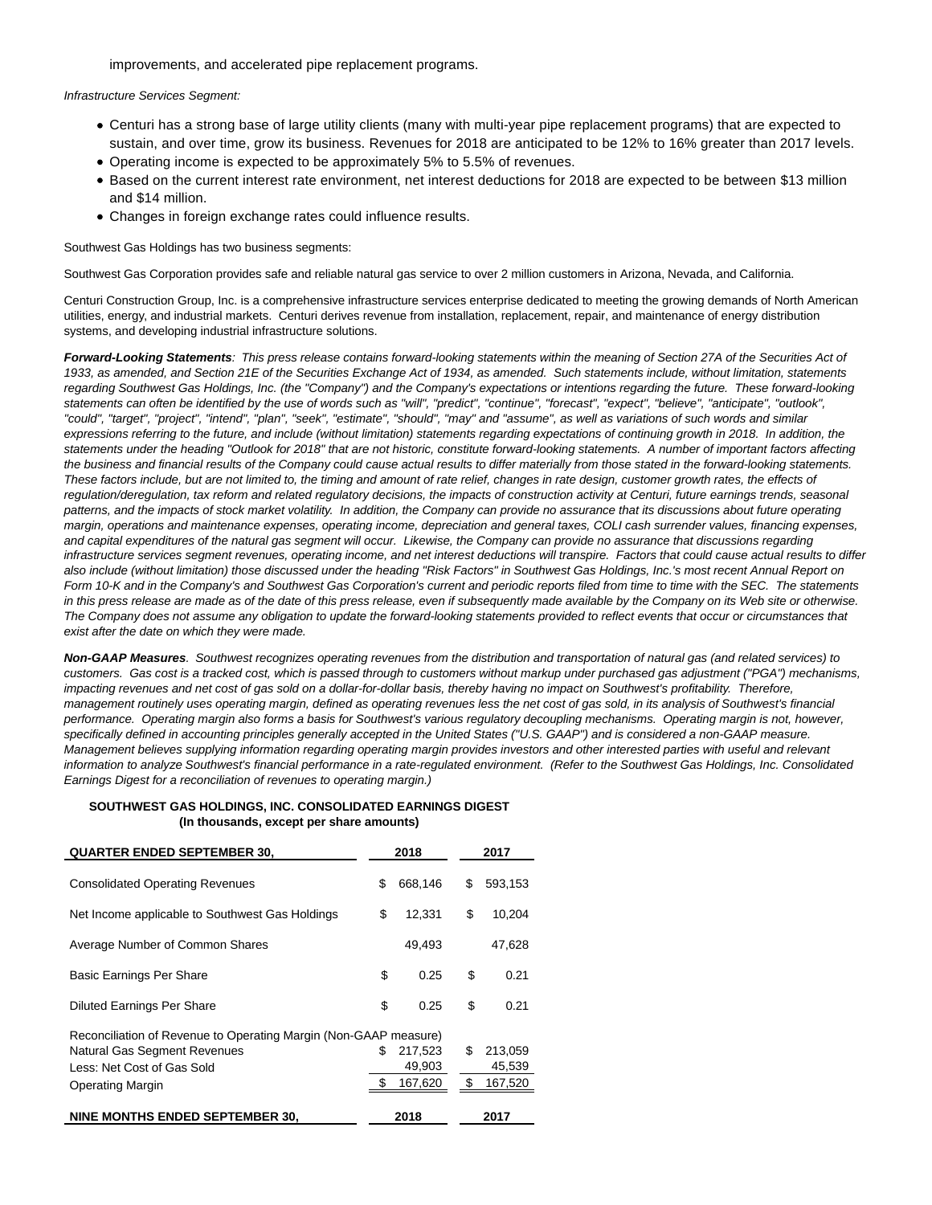improvements, and accelerated pipe replacement programs.

*Infrastructure Services Segment:*

- Centuri has a strong base of large utility clients (many with multi-year pipe replacement programs) that are expected to sustain, and over time, grow its business. Revenues for 2018 are anticipated to be 12% to 16% greater than 2017 levels.
- Operating income is expected to be approximately 5% to 5.5% of revenues.
- Based on the current interest rate environment, net interest deductions for 2018 are expected to be between $13 million and $14 million.
- Changes in foreign exchange rates could influence results.

Southwest Gas Holdings has two business segments:

Southwest Gas Corporation provides safe and reliable natural gas service to over 2 million customers in Arizona, Nevada, and California.

Centuri Construction Group, Inc. is a comprehensive infrastructure services enterprise dedicated to meeting the growing demands of North American utilities, energy, and industrial markets. Centuri derives revenue from installation, replacement, repair, and maintenance of energy distribution systems, and developing industrial infrastructure solutions.

***Forward-Looking Statements****: This press release contains forward-looking statements within the meaning of Section 27A of the Securities Act of 1933, as amended, and Section 21E of the Securities Exchange Act of 1934, as amended. Such statements include, without limitation, statements regarding Southwest Gas Holdings, Inc. (the "Company") and the Company's expectations or intentions regarding the future. These forward-looking statements can often be identified by the use of words such as "will", "predict", "continue", "forecast", "expect", "believe", "anticipate", "outlook", "could", "target", "project", "intend", "plan", "seek", "estimate", "should", "may" and "assume", as well as variations of such words and similar expressions referring to the future, and include (without limitation) statements regarding expectations of continuing growth in 2018. In addition, the statements under the heading "Outlook for 2018" that are not historic, constitute forward-looking statements. A number of important factors affecting the business and financial results of the Company could cause actual results to differ materially from those stated in the forward-looking statements. These factors include, but are not limited to, the timing and amount of rate relief, changes in rate design, customer growth rates, the effects of regulation/deregulation, tax reform and related regulatory decisions, the impacts of construction activity at Centuri, future earnings trends, seasonal patterns, and the impacts of stock market volatility. In addition, the Company can provide no assurance that its discussions about future operating margin, operations and maintenance expenses, operating income, depreciation and general taxes, COLI cash surrender values, financing expenses, and capital expenditures of the natural gas segment will occur. Likewise, the Company can provide no assurance that discussions regarding infrastructure services segment revenues, operating income, and net interest deductions will transpire. Factors that could cause actual results to differ also include (without limitation) those discussed under the heading "Risk Factors" in Southwest Gas Holdings, Inc.'s most recent Annual Report on Form 10-K and in the Company's and Southwest Gas Corporation's current and periodic reports filed from time to time with the SEC. The statements in this press release are made as of the date of this press release, even if subsequently made available by the Company on its Web site or otherwise. The Company does not assume any obligation to update the forward-looking statements provided to reflect events that occur or circumstances that exist after the date on which they were made.*

***Non-GAAP Measures****. Southwest recognizes operating revenues from the distribution and transportation of natural gas (and related services) to customers. Gas cost is a tracked cost, which is passed through to customers without markup under purchased gas adjustment ("PGA") mechanisms, impacting revenues and net cost of gas sold on a dollar-for-dollar basis, thereby having no impact on Southwest's profitability. Therefore, management routinely uses operating margin, defined as operating revenues less the net cost of gas sold, in its analysis of Southwest's financial performance. Operating margin also forms a basis for Southwest's various regulatory decoupling mechanisms. Operating margin is not, however, specifically defined in accounting principles generally accepted in the United States ("U.S. GAAP") and is considered a non-GAAP measure. Management believes supplying information regarding operating margin provides investors and other interested parties with useful and relevant information to analyze Southwest's financial performance in a rate-regulated environment. (Refer to the Southwest Gas Holdings, Inc. Consolidated Earnings Digest for a reconciliation of revenues to operating margin.)*

**SOUTHWEST GAS HOLDINGS, INC. CONSOLIDATED EARNINGS DIGEST**
**(In thousands, except per share amounts)**

| QUARTER ENDED SEPTEMBER 30, | 2018 | 2017 |
|---|---|---|
| Consolidated Operating Revenues | $ 668,146 | $ 593,153 |
| Net Income applicable to Southwest Gas Holdings | $ 12,331 | $ 10,204 |
| Average Number of Common Shares | 49,493 | 47,628 |
| Basic Earnings Per Share | $ 0.25 | $ 0.21 |
| Diluted Earnings Per Share | $ 0.25 | $ 0.21 |
| Reconciliation of Revenue to Operating Margin (Non-GAAP measure) | | |
| Natural Gas Segment Revenues | $ 217,523 | $ 213,059 |
| Less: Net Cost of Gas Sold | 49,903 | 45,539 |
| Operating Margin | $ 167,620 | $ 167,520 |

| NINE MONTHS ENDED SEPTEMBER 30, | 2018 | 2017 |
|---|---|---|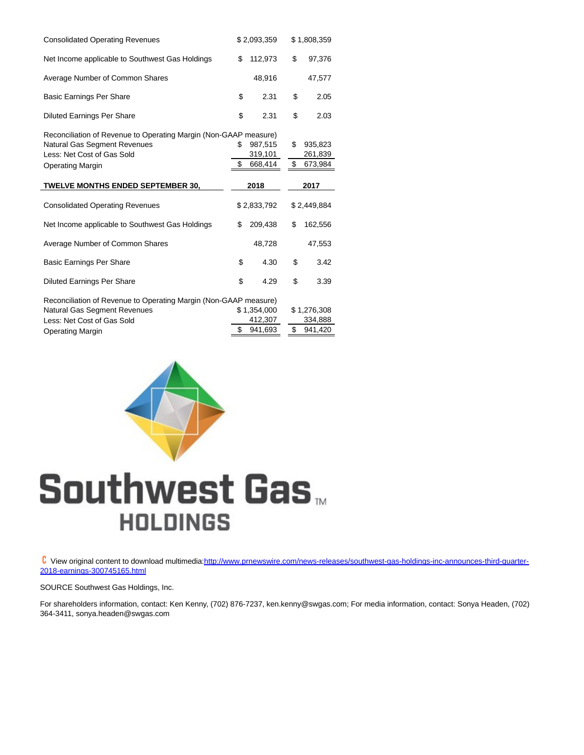| | | |
|---|---|---|
| Consolidated Operating Revenues | $ 2,093,359 | $ 1,808,359 |
| Net Income applicable to Southwest Gas Holdings | $ 112,973 | $ 97,376 |
| Average Number of Common Shares | 48,916 | 47,577 |
| Basic Earnings Per Share | $ 2.31 | $ 2.05 |
| Diluted Earnings Per Share | $ 2.31 | $ 2.03 |
| Reconciliation of Revenue to Operating Margin (Non-GAAP measure) | | |
| Natural Gas Segment Revenues | $ 987,515 | $ 935,823 |
| Less: Net Cost of Gas Sold | 319,101 | 261,839 |
| Operating Margin | $ 668,414 | $ 673,984 |

| TWELVE MONTHS ENDED SEPTEMBER 30, | 2018 | 2017 |
|---|---|---|
| Consolidated Operating Revenues | $ 2,833,792 | $ 2,449,884 |
| Net Income applicable to Southwest Gas Holdings | $ 209,438 | $ 162,556 |
| Average Number of Common Shares | 48,728 | 47,553 |
| Basic Earnings Per Share | $ 4.30 | $ 3.42 |
| Diluted Earnings Per Share | $ 4.29 | $ 3.39 |
| Reconciliation of Revenue to Operating Margin (Non-GAAP measure) | | |
| Natural Gas Segment Revenues | $ 1,354,000 | $ 1,276,308 |
| Less: Net Cost of Gas Sold | 412,307 | 334,888 |
| Operating Margin | $ 941,693 | $ 941,420 |

Southwest Gas™
HOLDINGS

View original content to download multimedia:http://www.prnewswire.com/news-releases/southwest-gas-holdings-inc-announces-third-quarter-2018-earnings-300745165.html

SOURCE Southwest Gas Holdings, Inc.

For shareholders information, contact: Ken Kenny, (702) 876-7237, ken.kenny@swgas.com; For media information, contact: Sonya Headen, (702) 364-3411, sonya.headen@swgas.com